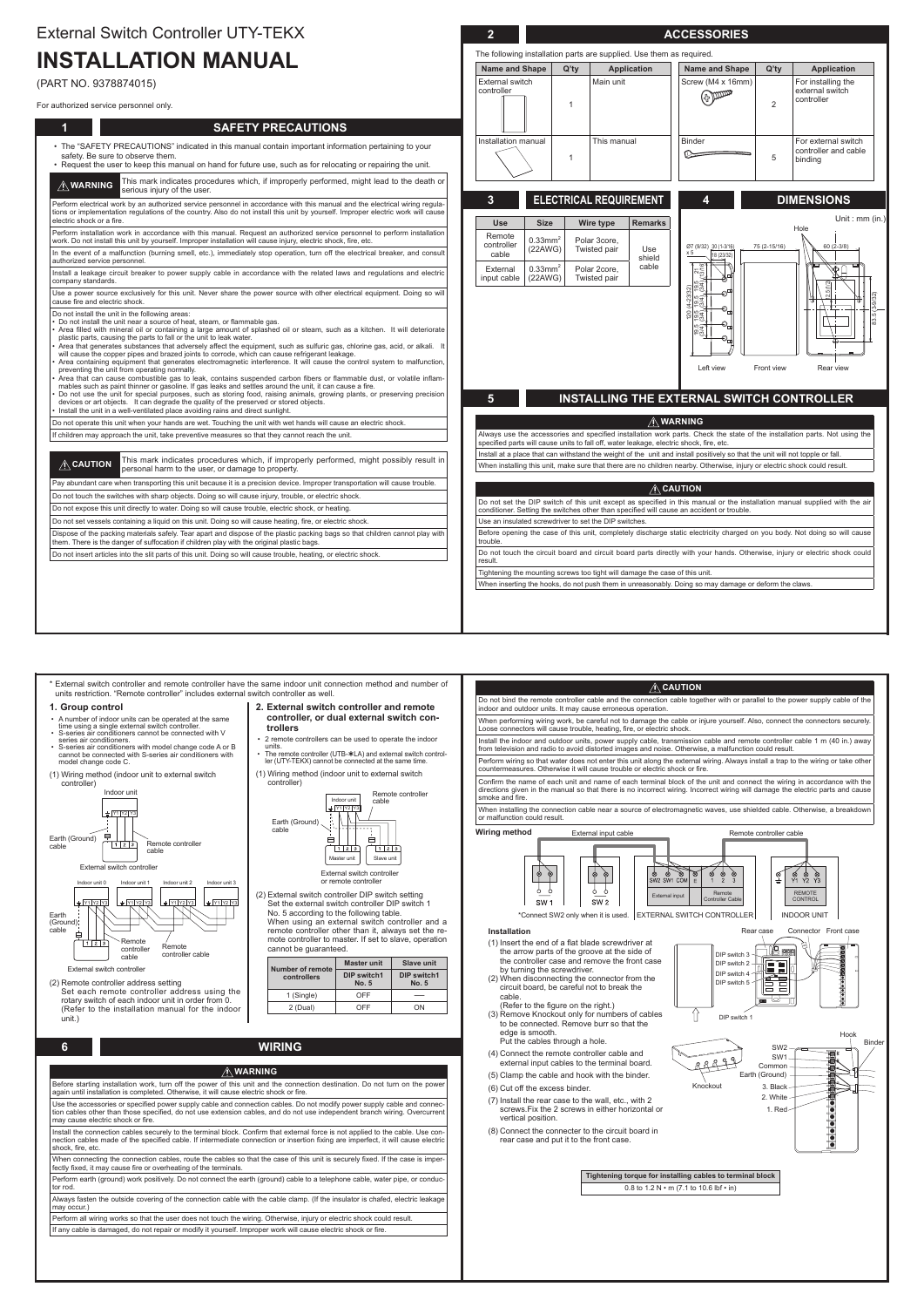# External Switch Controller UTY-TEKX

# INSTALLATION MANUAL

(PART NO. 9378874015)

For authorized service personnel only.

## 1 SAFETY PRECAUTIONS

- The "SAFETY PRECAUTIONS" indicated in this manual contain important information pertaining to your safety. Be sure to observe them.
- Request the user to keep this manual on hand for future use, such as for relocating or repairing the unit.

**⚠ WARNING** This mark indicates procedures which, if improperly performed, might lead to the death or serious injury of the user.

Perform electrical work by an authorized service personnel in accordance with this manual and the electrical wiring regulations or implementation regulations of the country. Also do not install this unit by yourself. Improper electric work will cause electric shock or a fire.

Perform installation work in accordance with this manual. Request an authorized service personnel to perform installation work. Do not install this unit by yourself. Improper installation will cause injury, electric shock, fire, etc.

In the event of a malfunction (burning smell, etc.), immediately stop operation, turn off the electrical breaker, and consult authorized service personnel.

Install a leakage circuit breaker to power supply cable in accordance with the related laws and regulations and electric company standards.

Use a power source exclusively for this unit. Never share the power source with other electrical equipment. Doing so will cause fire and electric shock.

Do not install the unit in the following areas:
- Do not install the unit near a source of heat, steam, or flammable gas.
- Area filled with mineral oil or containing a large amount of splashed oil or steam, such as a kitchen. It will deteriorate plastic parts, causing the parts to fall or the unit to leak water.
- Area that generates substances that adversely affect the equipment, such as sulfuric gas, chlorine gas, acid, or alkali. It will cause the copper pipes and brazed joints to corrode, which can cause refrigerant leakage.
- Area containing equipment that generates electromagnetic interference. It will cause the control system to malfunction, preventing the unit from operating normally.
- Area that can cause combustible gas to leak, contains suspended carbon fibers or flammable dust, or volatile inflammables such as paint thinner or gasoline. If gas leaks and settles around the unit, it can cause a fire.
- Do not use the unit for special purposes, such as storing food, raising animals, growing plants, or preserving precision devices or art objects. It can degrade the quality of the preserved or stored objects.
- Install the unit in a well-ventilated place avoiding rains and direct sunlight.

Do not operate this unit when your hands are wet. Touching the unit with wet hands will cause an electric shock.

If children may approach the unit, take preventive measures so that they cannot reach the unit.

**⚠ CAUTION** This mark indicates procedures which, if improperly performed, might possibly result in personal harm to the user, or damage to property.

Pay abundant care when transporting this unit because it is a precision device. Improper transportation will cause trouble.

Do not touch the switches with sharp objects. Doing so will cause injury, trouble, or electric shock.

Do not expose this unit directly to water. Doing so will cause trouble, electric shock, or heating.

Do not set vessels containing a liquid on this unit. Doing so will cause heating, fire, or electric shock.

Dispose of the packing materials safely. Tear apart and dispose of the plastic packing bags so that children cannot play with them. There is the danger of suffocation if children play with the original plastic bags.

Do not insert articles into the slit parts of this unit. Doing so will cause trouble, heating, or electric shock.

## 2 ACCESSORIES

The following installation parts are supplied. Use them as required.

| Name and Shape | Q'ty | Application | Name and Shape | Q'ty | Application |
|---|---|---|---|---|---|
| External switch controller | 1 | Main unit | Screw (M4 x 16mm) | 2 | For installing the external switch controller |
| Installation manual | 1 | This manual | Binder | 5 | For external switch controller and cable binding |

## 3 ELECTRICAL REQUIREMENT

| Use | Size | Wire type | Remarks |
|---|---|---|---|
| Remote controller cable | 0.33mm² (22AWG) | Polar 3core, Twisted pair | Use shield cable |
| External input cable | 0.33mm² (22AWG) | Polar 2core, Twisted pair | |

## 4 DIMENSIONS

Unit : mm (in.)

Hole; Ø7 (9/32) x 5; 30 (1-3/16); 18 (23/32); 75 (2-15/16); 60 (2-3/8); 120 (4-23/32); 83.5 (3-9/32)

Left view Front view Rear view

## 5 INSTALLING THE EXTERNAL SWITCH CONTROLLER

**⚠ WARNING**

Always use the accessories and specified installation work parts. Check the state of the installation parts. Not using the specified parts will cause units to fall off, water leakage, electric shock, fire, etc.

Install at a place that can withstand the weight of the unit and install positively so that the unit will not topple or fall.

When installing this unit, make sure that there are no children nearby. Otherwise, injury or electric shock could result.

**⚠ CAUTION**

Do not set the DIP switch of this unit except as specified in this manual or the installation manual supplied with the air conditioner. Setting the switches other than specified will cause an accident or trouble.

Use an insulated screwdriver to set the DIP switches.

Before opening the case of this unit, completely discharge static electricity charged on you body. Not doing so will cause trouble.

Do not touch the circuit board and circuit board parts directly with your hands. Otherwise, injury or electric shock could result.

Tightening the mounting screws too tight will damage the case of this unit.

When inserting the hooks, do not push them in unreasonably. Doing so may damage or deform the claws.

\* External switch controller and remote controller have the same indoor unit connection method and number of units restriction. "Remote controller" includes external switch controller as well.

### 1. Group control

- A number of indoor units can be operated at the same time using a single external switch controller.
- S-series air conditioners cannot be connected with V series air conditioners.
- S-series air conditioners with model change code A or B cannot be connected with S-series air conditioners with model change code C.

(1) Wiring method (indoor unit to external switch controller)

Indoor unit; Y1 Y2 Y3; Earth (Ground) cable; Remote controller cable; External switch controller

Indoor unit 0; Indoor unit 1; Indoor unit 2; Indoor unit 3; Earth (Ground) cable; Remote controller cable; External switch controller

(2) Remote controller address setting
Set each remote controller address using the rotary switch of each indoor unit in order from 0. (Refer to the installation manual for the indoor unit.)

### 2. External switch controller and remote controller, or dual external switch controllers

- 2 remote controllers can be used to operate the indoor units.
- The remote controller (UTB-✽LA) and external switch controller (UTY-TEKX) cannot be connected at the same time.

(1) Wiring method (indoor unit to external switch controller)

Indoor unit; Remote controller cable; Earth (Ground) cable; Master unit; Slave unit; External switch controller or remote controller

(2) External switch controller DIP switch setting
Set the external switch controller DIP switch 1 No. 5 according to the following table.
When using an external switch controller and a remote controller other than 1, always set the remote controller to master. If set to slave, operation cannot be guaranteed.

| Number of remote controllers | Master unit DIP switch1 No. 5 | Slave unit DIP switch1 No. 5 |
|---|---|---|
| 1 (Single) | OFF | — |
| 2 (Dual) | OFF | ON |

## 6 WIRING

**⚠ WARNING**

Before starting installation work, turn off the power of this unit and the connection destination. Do not turn on the power again until installation is completed. Otherwise, it will cause electric shock or fire.

Use the accessories or specified power supply cable and connection cables. Do not modify power supply cable and connection cables other than those specified, do not use extension cables, and do not use independent branch wiring. Overcurrent may cause electric shock or fire.

Install the connection cables securely to the terminal block. Confirm that external force is not applied to the cable. Use connection cables made of the specified cable. If intermediate connection or insertion fixing are imperfect, it will cause electric shock, fire, etc.

When connecting the connection cables, route the cables so that the case of this unit is securely fixed. If the case is imperfectly fixed, it may cause fire or overheating of the terminals.

Perform earth (ground) work positively. Do not connect the earth (ground) cable to a telephone cable, water pipe, or conductor rod.

Always fasten the outside covering of the connection cable with the cable clamp. (If the insulator is chafed, electric leakage may occur.)

Perform all wiring works so that the user does not touch the wiring. Otherwise, injury or electric shock could result.

If any cable is damaged, do not repair or modify it yourself. Improper work will cause electric shock or fire.

**⚠ CAUTION**

Do not bind the remote controller cable and the connection cable together with or parallel to the power supply cable of the indoor and outdoor units. It may cause erroneous operation.

When performing wiring work, be careful not to damage the cable or injure yourself. Also, connect the connectors securely. Loose connectors will cause trouble, heating, fire, or electric shock.

Install the indoor and outdoor units, power supply cable, transmission cable and remote controller cable 1 m (40 in.) away from television and radio to avoid distorted images and noise. Otherwise, a malfunction could result.

Perform wiring so that water does not enter this unit along the external wiring. Always install a trap to the wiring or take other countermeasures. Otherwise it will cause trouble or electric shock or fire.

Confirm the name of each unit and name of each terminal block of the unit and connect the wiring in accordance with the directions given in the manual so that there is no incorrect wiring. Incorrect wiring will damage the electric parts and cause smoke and fire.

When installing the connection cable near a source of electromagnetic waves, use shielded cable. Otherwise, a breakdown or malfunction could result.

**Wiring method**

External input cable; Remote controller cable; SW2 SW1 COM E 1 2 3; External input; Remote Controller Cable; Y1 Y2 Y3 REMOTE CONTROL; SW 1; SW 2

\*Connect SW2 only when it is used. EXTERNAL SWITCH CONTROLLER INDOOR UNIT

**Installation**

(1) Insert the end of a flat blade screwdriver at the arrow parts of the groove at the side of the controller case and remove the front case by turning the screwdriver.
(2) When disconnecting the connector from the circuit board, be careful not to break the cable.
(Refer to the figure on the right.)
(3) Remove Knockout only for numbers of cables to be connected. Remove burr so that the edge is smooth.
Put the cables through a hole.
(4) Connect the remote controller cable and external input cables to the terminal board.
(5) Clamp the cable and hook with the binder.
(6) Cut off the excess binder.
(7) Install the rear case to the wall, etc., with 2 screws.Fix the 2 screws in either horizontal or vertical position.
(8) Connect the connecter to the circuit board in rear case and put it to the front case.

Rear case; Connector; Front case; DIP switch 3; DIP switch 2; DIP switch 4; DIP switch 5; DIP switch 1; Knockout; Hook; Binder; SW2; SW1; Common; Earth (Ground); 3. Black; 2. White; 1. Red

| Tightening torque for installing cables to terminal block |
|---|
| 0.8 to 1.2 N • m (7.1 to 10.6 lbf • in) |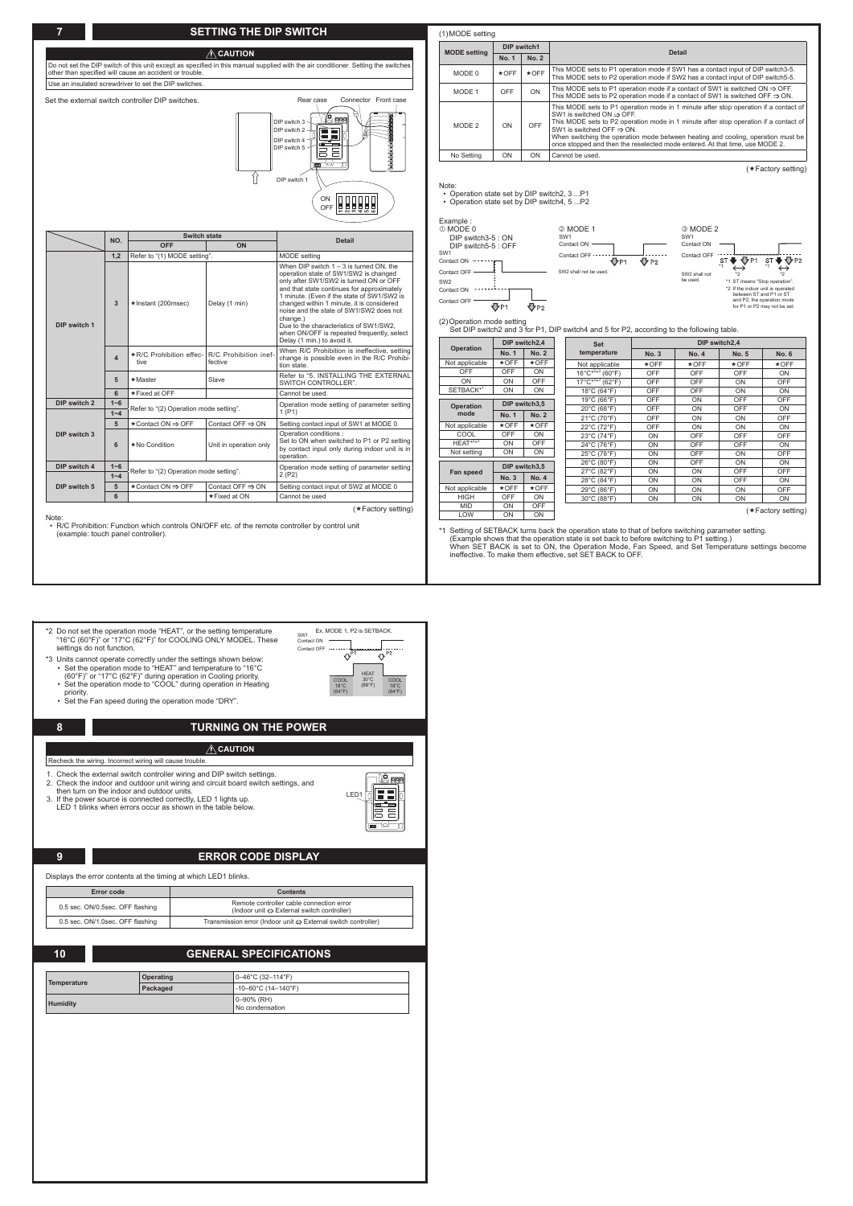## 7 SETTING THE DIP SWITCH

⚠ CAUTION

Do not set the DIP switch of this unit except as specified in this manual supplied with the air conditioner. Setting the switches other than specified will cause an accident or trouble.

Use an insulated screwdriver to set the DIP switches.

Set the external switch controller DIP switches.

Rear case
Connector
Front case
DIP switch 3
DIP switch 2
DIP switch 4
DIP switch 5
DIP switch 1
ON
OFF

| | NO. | Switch state OFF | Switch state ON | Detail |
|---|---|---|---|---|
| DIP switch 1 | 1,2 | Refer to "(1) MODE setting". | | MODE setting |
| | 3 | ★Instant (200msec) | Delay (1 min) | When DIP switch 1 – 3 is turned ON, the operation state of SW1/SW2 is changed only after SW1/SW2 is turned ON or OFF and that state continues for approximately 1 minute. (Even if the state of SW1/SW2 is changed within 1 minute, it is considered noise and the state of SW1/SW2 does not change.) Due to the characteristics of SW1/SW2, when ON/OFF is repeated frequently, select Delay (1 min.) to avoid it. |
| | 4 | ★R/C Prohibition effective | R/C Prohibition ineffective | When R/C Prohibition is ineffective, setting change is possible even in the R/C Prohibition state. |
| | 5 | ★Master | Slave | Refer to "5. INSTALLING THE EXTERNAL SWITCH CONTROLLER". |
| | 6 | ★Fixed at OFF | | Cannot be used. |
| DIP switch 2 | 1~6 | Refer to "(2) Operation mode setting". | | Operation mode setting of parameter setting 1 (P1) |
| DIP switch 3 | 1~4 | | | |
| | 5 | ★Contact ON ⇒ OFF | Contact OFF ⇒ ON | Setting contact input of SW1 at MODE 0 |
| | 6 | ★No Condition | Unit in operation only | Operation conditions : Set to ON when switched to P1 or P2 setting by contact input only during indoor unit is in operation. |
| DIP switch 4 | 1~6 | Refer to "(2) Operation mode setting". | | Operation mode setting of parameter setting 2 (P2) |
| DIP switch 5 | 1~4 | | | |
| | 5 | ★Contact ON ⇒ OFF | Contact OFF ⇒ ON | Setting contact input of SW2 at MODE 0 |
| | 6 | | ★Fixed at ON | Cannot be used |

(★Factory setting)

Note:
- R/C Prohibition: Function which controls ON/OFF etc. of the remote controller by control unit (example: touch panel controller).

(1) MODE setting

| MODE setting | DIP switch1 No. 1 | DIP switch1 No. 2 | Detail |
|---|---|---|---|
| MODE 0 | ★OFF | ★OFF | This MODE sets to P1 operation mode if SW1 has a contact input of DIP switch3-5. This MODE sets to P2 operation mode if SW2 has a contact input of DIP switch5-5. |
| MODE 1 | OFF | ON | This MODE sets to P1 operation mode if a contact of SW1 is switched ON ⇒ OFF. This MODE sets to P2 operation mode if a contact of SW1 is switched OFF ⇒ ON. |
| MODE 2 | ON | OFF | This MODE sets to P1 operation mode in 1 minute after stop operation if a contact of SW1 is switched ON ⇒ OFF. This MODE sets to P2 operation mode in 1 minute after stop operation if a contact of SW1 is switched OFF ⇒ ON. When switching the operation mode between heating and cooling, operation must be once stopped and then the reselected mode entered. At that time, use MODE 2. |
| No Setting | ON | ON | Cannot be used. |

(★Factory setting)

Note:
- Operation state set by DIP switch2, 3 ...P1
- Operation state set by DIP switch4, 5 ...P2

Example :

① MODE 0
DIP switch3-5 : ON
DIP switch5-5 : OFF
SW1 Contact ON / Contact OFF
SW2 Contact ON / Contact OFF
P1 P2

② MODE 1
SW1 Contact ON / Contact OFF
P1 P2
SW2 shall not be used.

③ MODE 2
SW1 Contact ON / Contact OFF
ST \*1 P1 ST \*1 P2
\*2 \*2
SW2 shall not be used.
\*1 ST means "Stop operation".
\*2 If the indoor unit is operated between ST and P1 or ST and P2, the operation mode for P1 or P2 may not be set.

(2) Operation mode setting
Set DIP switch2 and 3 for P1, DIP switch4 and 5 for P2, according to the following table.

| Operation | DIP switch2,4 No. 1 | DIP switch2,4 No. 2 |
|---|---|---|
| Not applicable | ★OFF | ★OFF |
| OFF | OFF | ON |
| ON | ON | OFF |
| SETBACK\*1 | ON | ON |

| Operation mode | DIP switch3,5 No. 1 | DIP switch3,5 No. 2 |
|---|---|---|
| Not applicable | ★OFF | ★OFF |
| COOL | OFF | ON |
| HEAT\*2\*3 | ON | OFF |
| Not setting | ON | ON |

| Fan speed | DIP switch3,5 No. 3 | DIP switch3,5 No. 4 |
|---|---|---|
| Not applicable | ★OFF | ★OFF |
| HIGH | OFF | ON |
| MID | ON | OFF |
| LOW | ON | ON |

| Set temperature | DIP switch2,4 No. 3 | DIP switch2,4 No. 4 | DIP switch2,4 No. 5 | DIP switch2,4 No. 6 |
|---|---|---|---|---|
| Not applicable | ★OFF | ★OFF | ★OFF | ★OFF |
| 16°C\*2\*3 (60°F) | OFF | OFF | OFF | ON |
| 17°C\*2\*3 (62°F) | OFF | OFF | ON | OFF |
| 18°C (64°F) | OFF | OFF | ON | ON |
| 19°C (66°F) | OFF | ON | OFF | OFF |
| 20°C (68°F) | OFF | ON | OFF | ON |
| 21°C (70°F) | OFF | ON | ON | OFF |
| 22°C (72°F) | OFF | ON | ON | ON |
| 23°C (74°F) | ON | OFF | OFF | OFF |
| 24°C (76°F) | ON | OFF | OFF | ON |
| 25°C (78°F) | ON | OFF | ON | OFF |
| 26°C (80°F) | ON | OFF | ON | ON |
| 27°C (82°F) | ON | ON | OFF | OFF |
| 28°C (84°F) | ON | ON | OFF | ON |
| 29°C (86°F) | ON | ON | ON | OFF |
| 30°C (88°F) | ON | ON | ON | ON |

(★Factory setting)

\*1 Setting of SETBACK turns back the operation state to that of before switching parameter setting. (Example shows that the operation state is set back to before switching to P1 setting.) When SET BACK is set to ON, the Operation Mode, Fan Speed, and Set Temperature settings become ineffective. To make them effective, set SET BACK to OFF.

\*2 Do not set the operation mode "HEAT", or the setting temperature "16°C (60°F)" or "17°C (62°F)" for COOLING ONLY MODEL. These settings do not function.

\*3 Units cannot operate correctly under the settings shown below:
- Set the operation mode to "HEAT" and temperature to "16°C (60°F)" or "17°C (62°F)" during operation in Cooling priority.
- Set the operation mode to "COOL" during operation in Heating priority.
- Set the Fan speed during the operation mode "DRY".

Ex. MODE 1, P2 is SETBACK.
SW1 Contact ON / Contact OFF
P1 P2
COOL 18°C (64°F) HEAT 30°C (88°F) COOL 18°C (64°F)

## 8 TURNING ON THE POWER

⚠ CAUTION

Recheck the wiring. Incorrect wiring will cause trouble.

1. Check the external switch controller wiring and DIP switch settings.
2. Check the indoor and outdoor unit wiring and circuit board switch settings, and then turn on the indoor and outdoor units.
3. If the power source is connected correctly, LED 1 lights up. LED 1 blinks when errors occur as shown in the table below.

LED1

## 9 ERROR CODE DISPLAY

Displays the error contents at the timing at which LED1 blinks.

| Error code | Contents |
|---|---|
| 0.5 sec. ON/0.5sec. OFF flashing | Remote controller cable connection error (Indoor unit ⇔ External switch controller) |
| 0.5 sec. ON/1.0sec. OFF flashing | Transmission error (Indoor unit ⇔ External switch controller) |

## 10 GENERAL SPECIFICATIONS

| | | |
|---|---|---|
| Temperature | Operating | 0–46°C (32–114°F) |
| | Packaged | -10–60°C (14–140°F) |
| Humidity | | 0–90% (RH) No condensation |